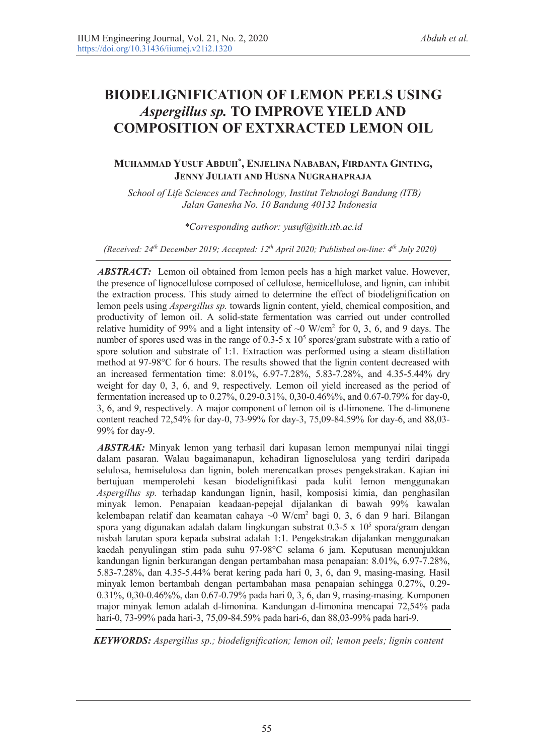# BIODELIGNIFICATION OF LEMON PEELS USING *Aspergillus sp.* TO IMPROVE YIELD AND COMPOSITION OF EXTXRACTED LEMON OIL

**MUHAMMAD YUSUF ABDUH\*, ENJELINA NABABAN, FIRDANTA GINTING, JENNY JULIATI AND HUSNA NUGRAHAPRAJA**

*School of Life Sciences and Technology, Institut Teknologi Bandung (ITB)*
*Jalan Ganesha No. 10 Bandung 40132 Indonesia*

*\*Corresponding author: yusuf@sith.itb.ac.id*

*(Received: 24th December 2019; Accepted: 12th April 2020; Published on-line: 4th July 2020)*

***ABSTRACT:*** Lemon oil obtained from lemon peels has a high market value. However, the presence of lignocellulose composed of cellulose, hemicellulose, and lignin, can inhibit the extraction process. This study aimed to determine the effect of biodelignification on lemon peels using *Aspergillus sp.* towards lignin content, yield, chemical composition, and productivity of lemon oil. A solid-state fermentation was carried out under controlled relative humidity of 99% and a light intensity of ~0 W/cm$^2$ for 0, 3, 6, and 9 days. The number of spores used was in the range of 0.3-5 x $10^5$ spores/gram substrate with a ratio of spore solution and substrate of 1:1. Extraction was performed using a steam distillation method at 97-98°C for 6 hours. The results showed that the lignin content decreased with an increased fermentation time: 8.01%, 6.97-7.28%, 5.83-7.28%, and 4.35-5.44% dry weight for day 0, 3, 6, and 9, respectively. Lemon oil yield increased as the period of fermentation increased up to 0.27%, 0.29-0.31%, 0,30-0.46%%, and 0.67-0.79% for day-0, 3, 6, and 9, respectively. A major component of lemon oil is d-limonene. The d-limonene content reached 72,54% for day-0, 73-99% for day-3, 75,09-84.59% for day-6, and 88,03-99% for day-9.

***ABSTRAK:*** Minyak lemon yang terhasil dari kupasan lemon mempunyai nilai tinggi dalam pasaran. Walau bagaimanapun, kehadiran lignoselulosa yang terdiri daripada selulosa, hemiselulosa dan lignin, boleh merencatkan proses pengekstrakan. Kajian ini bertujuan memperolehi kesan biodelignifikasi pada kulit lemon menggunakan *Aspergillus sp.* terhadap kandungan lignin, hasil, komposisi kimia, dan penghasilan minyak lemon. Penapaian keadaan-pepejal dijalankan di bawah 99% kawalan kelembapan relatif dan keamatan cahaya ~0 W/cm$^2$ bagi 0, 3, 6 dan 9 hari. Bilangan spora yang digunakan adalah dalam lingkungan substrat 0.3-5 x $10^5$ spora/gram dengan nisbah larutan spora kepada substrat adalah 1:1. Pengekstrakan dijalankan menggunakan kaedah penyulingan stim pada suhu 97-98°C selama 6 jam. Keputusan menunjukkan kandungan lignin berkurangan dengan pertambahan masa penapaian: 8.01%, 6.97-7.28%, 5.83-7.28%, dan 4.35-5.44% berat kering pada hari 0, 3, 6, dan 9, masing-masing. Hasil minyak lemon bertambah dengan pertambahan masa penapaian sehingga 0.27%, 0.29-0.31%, 0,30-0.46%%, dan 0.67-0.79% pada hari 0, 3, 6, dan 9, masing-masing. Komponen major minyak lemon adalah d-limonina. Kandungan d-limonina mencapai 72,54% pada hari-0, 73-99% pada hari-3, 75,09-84.59% pada hari-6, dan 88,03-99% pada hari-9.

***KEYWORDS:*** *Aspergillus sp.; biodelignification; lemon oil; lemon peels; lignin content*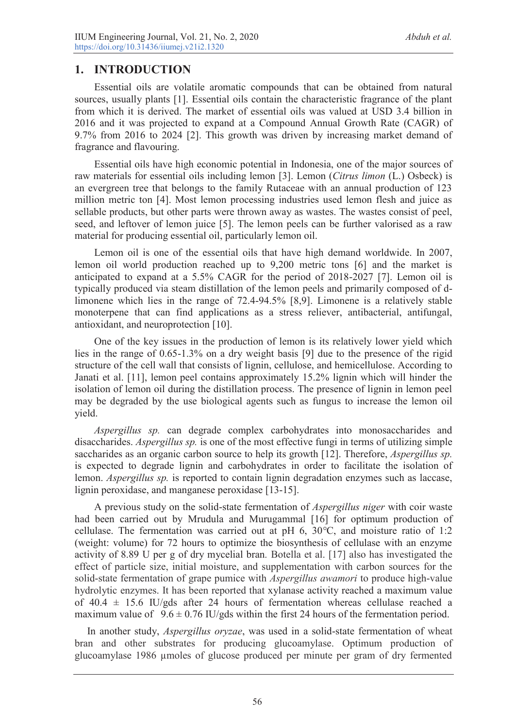## 1. INTRODUCTION

Essential oils are volatile aromatic compounds that can be obtained from natural sources, usually plants [1]. Essential oils contain the characteristic fragrance of the plant from which it is derived. The market of essential oils was valued at USD 3.4 billion in 2016 and it was projected to expand at a Compound Annual Growth Rate (CAGR) of 9.7% from 2016 to 2024 [2]. This growth was driven by increasing market demand of fragrance and flavouring.

Essential oils have high economic potential in Indonesia, one of the major sources of raw materials for essential oils including lemon [3]. Lemon (*Citrus limon* (L.) Osbeck) is an evergreen tree that belongs to the family Rutaceae with an annual production of 123 million metric ton [4]. Most lemon processing industries used lemon flesh and juice as sellable products, but other parts were thrown away as wastes. The wastes consist of peel, seed, and leftover of lemon juice [5]. The lemon peels can be further valorised as a raw material for producing essential oil, particularly lemon oil.

Lemon oil is one of the essential oils that have high demand worldwide. In 2007, lemon oil world production reached up to 9,200 metric tons [6] and the market is anticipated to expand at a 5.5% CAGR for the period of 2018-2027 [7]. Lemon oil is typically produced via steam distillation of the lemon peels and primarily composed of d-limonene which lies in the range of 72.4-94.5% [8,9]. Limonene is a relatively stable monoterpene that can find applications as a stress reliever, antibacterial, antifungal, antioxidant, and neuroprotection [10].

One of the key issues in the production of lemon is its relatively lower yield which lies in the range of 0.65-1.3% on a dry weight basis [9] due to the presence of the rigid structure of the cell wall that consists of lignin, cellulose, and hemicellulose. According to Janati et al. [11], lemon peel contains approximately 15.2% lignin which will hinder the isolation of lemon oil during the distillation process. The presence of lignin in lemon peel may be degraded by the use biological agents such as fungus to increase the lemon oil yield.

*Aspergillus sp.* can degrade complex carbohydrates into monosaccharides and disaccharides. *Aspergillus sp.* is one of the most effective fungi in terms of utilizing simple saccharides as an organic carbon source to help its growth [12]. Therefore, *Aspergillus sp.* is expected to degrade lignin and carbohydrates in order to facilitate the isolation of lemon. *Aspergillus sp.* is reported to contain lignin degradation enzymes such as laccase, lignin peroxidase, and manganese peroxidase [13-15].

A previous study on the solid-state fermentation of *Aspergillus niger* with coir waste had been carried out by Mrudula and Murugammal [16] for optimum production of cellulase. The fermentation was carried out at pH 6, 30°C, and moisture ratio of 1:2 (weight: volume) for 72 hours to optimize the biosynthesis of cellulase with an enzyme activity of 8.89 U per g of dry mycelial bran. Botella et al. [17] also has investigated the effect of particle size, initial moisture, and supplementation with carbon sources for the solid-state fermentation of grape pumice with *Aspergillus awamori* to produce high-value hydrolytic enzymes. It has been reported that xylanase activity reached a maximum value of $40.4 \pm 15.6$ IU/gds after 24 hours of fermentation whereas cellulase reached a maximum value of $9.6 \pm 0.76$ IU/gds within the first 24 hours of the fermentation period.

In another study, *Aspergillus oryzae*, was used in a solid-state fermentation of wheat bran and other substrates for producing glucoamylase. Optimum production of glucoamylase 1986 µmoles of glucose produced per minute per gram of dry fermented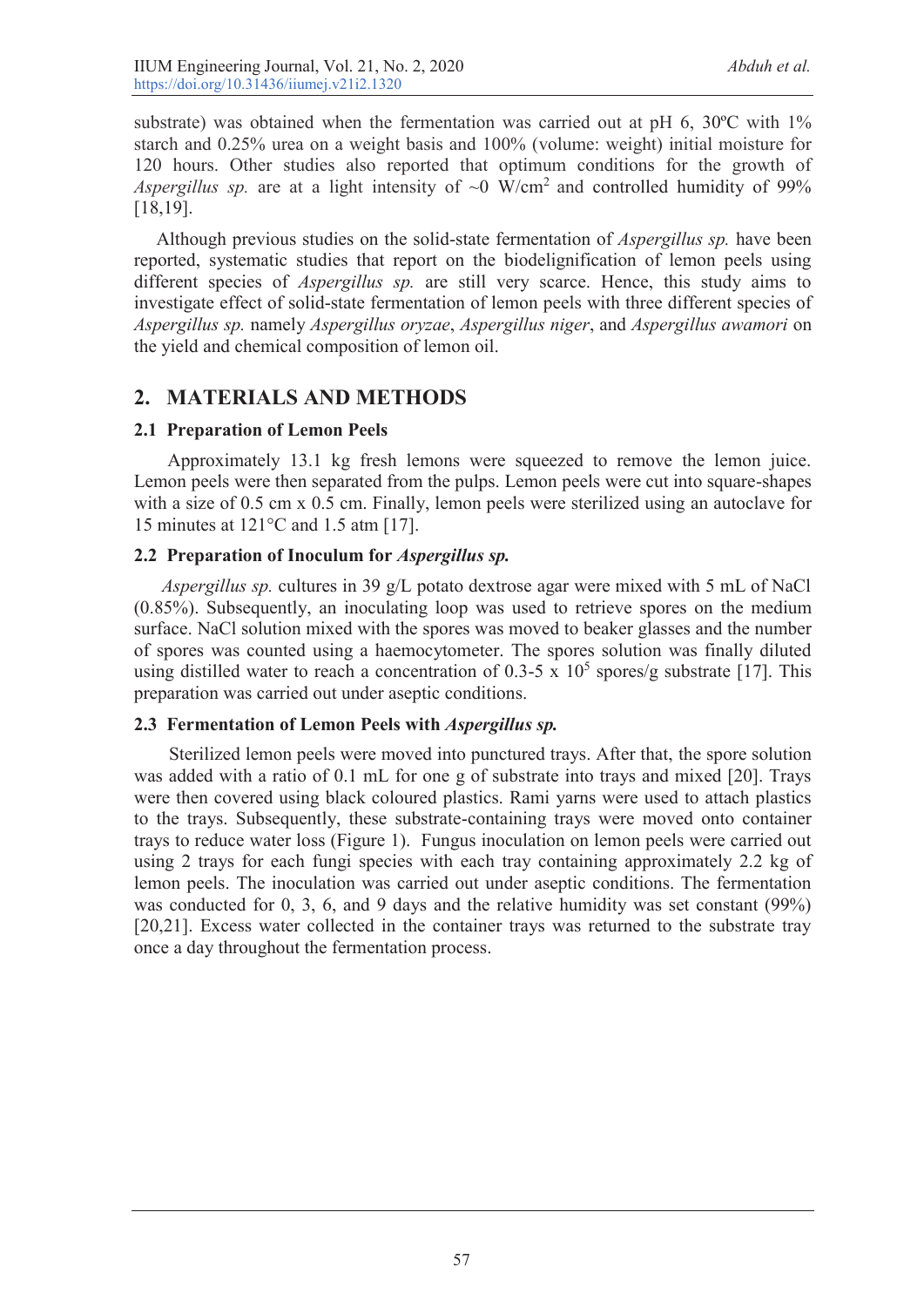substrate) was obtained when the fermentation was carried out at pH 6, 30ºC with 1% starch and 0.25% urea on a weight basis and 100% (volume: weight) initial moisture for 120 hours. Other studies also reported that optimum conditions for the growth of *Aspergillus sp.* are at a light intensity of ~0 W/cm$^2$ and controlled humidity of 99% [18,19].

Although previous studies on the solid-state fermentation of *Aspergillus sp.* have been reported, systematic studies that report on the biodelignification of lemon peels using different species of *Aspergillus sp.* are still very scarce. Hence, this study aims to investigate effect of solid-state fermentation of lemon peels with three different species of *Aspergillus sp.* namely *Aspergillus oryzae*, *Aspergillus niger*, and *Aspergillus awamori* on the yield and chemical composition of lemon oil.

## 2. MATERIALS AND METHODS

### 2.1 Preparation of Lemon Peels

Approximately 13.1 kg fresh lemons were squeezed to remove the lemon juice. Lemon peels were then separated from the pulps. Lemon peels were cut into square-shapes with a size of 0.5 cm x 0.5 cm. Finally, lemon peels were sterilized using an autoclave for 15 minutes at 121°C and 1.5 atm [17].

### 2.2 Preparation of Inoculum for *Aspergillus sp.*

*Aspergillus sp.* cultures in 39 g/L potato dextrose agar were mixed with 5 mL of NaCl (0.85%). Subsequently, an inoculating loop was used to retrieve spores on the medium surface. NaCl solution mixed with the spores was moved to beaker glasses and the number of spores was counted using a haemocytometer. The spores solution was finally diluted using distilled water to reach a concentration of 0.3-5 x $10^5$ spores/g substrate [17]. This preparation was carried out under aseptic conditions.

### 2.3 Fermentation of Lemon Peels with *Aspergillus sp.*

Sterilized lemon peels were moved into punctured trays. After that, the spore solution was added with a ratio of 0.1 mL for one g of substrate into trays and mixed [20]. Trays were then covered using black coloured plastics. Rami yarns were used to attach plastics to the trays. Subsequently, these substrate-containing trays were moved onto container trays to reduce water loss (Figure 1). Fungus inoculation on lemon peels were carried out using 2 trays for each fungi species with each tray containing approximately 2.2 kg of lemon peels. The inoculation was carried out under aseptic conditions. The fermentation was conducted for 0, 3, 6, and 9 days and the relative humidity was set constant (99%) [20,21]. Excess water collected in the container trays was returned to the substrate tray once a day throughout the fermentation process.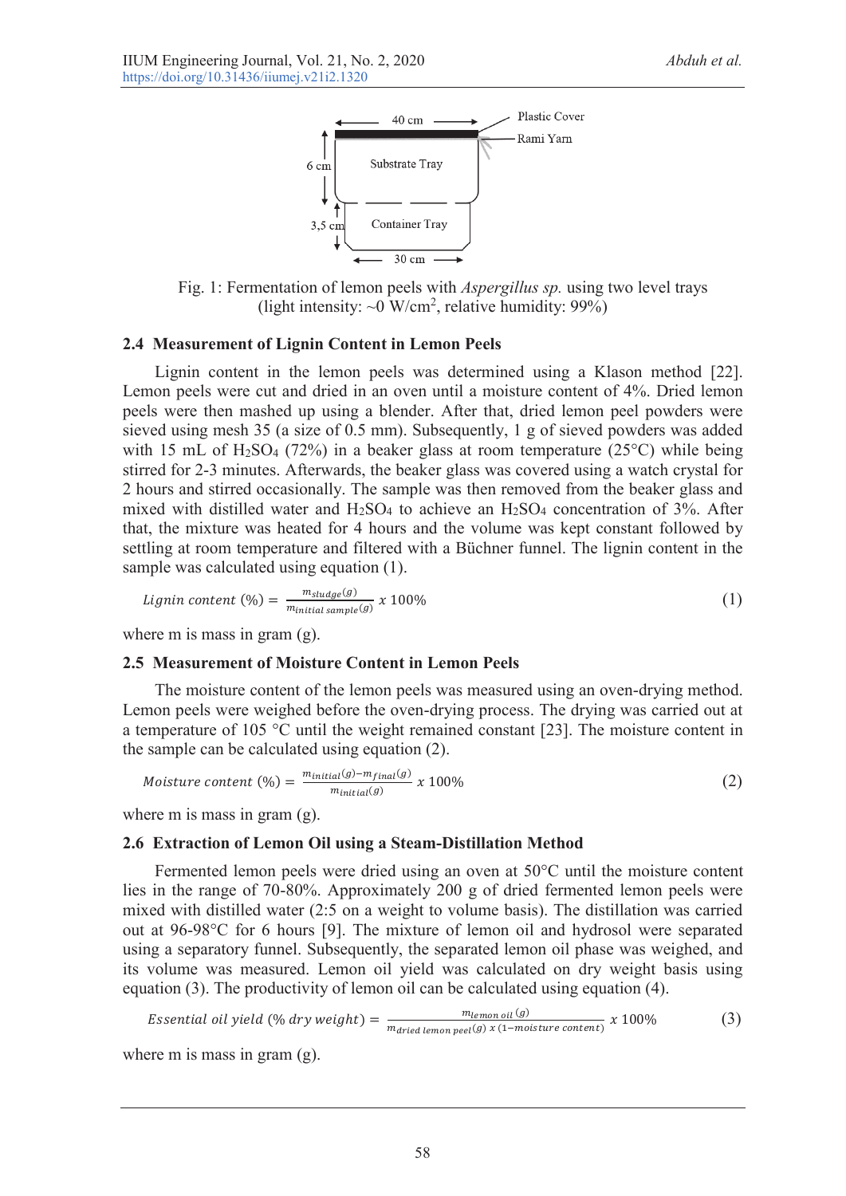Fig. 1: Fermentation of lemon peels with *Aspergillus sp.* using two level trays (light intensity: ~0 W/cm$^2$, relative humidity: 99%)

### 2.4 Measurement of Lignin Content in Lemon Peels

Lignin content in the lemon peels was determined using a Klason method [22]. Lemon peels were cut and dried in an oven until a moisture content of 4%. Dried lemon peels were then mashed up using a blender. After that, dried lemon peel powders were sieved using mesh 35 (a size of 0.5 mm). Subsequently, 1 g of sieved powders was added with 15 mL of $H_2SO_4$ (72%) in a beaker glass at room temperature (25°C) while being stirred for 2-3 minutes. Afterwards, the beaker glass was covered using a watch crystal for 2 hours and stirred occasionally. The sample was then removed from the beaker glass and mixed with distilled water and $H_2SO_4$ to achieve an $H_2SO_4$ concentration of 3%. After that, the mixture was heated for 4 hours and the volume was kept constant followed by settling at room temperature and filtered with a Büchner funnel. The lignin content in the sample was calculated using equation (1).

$$Lignin\ content\ (\%) = \frac{m_{sludge}(g)}{m_{initial\ sample}(g)}\ x\ 100\% \tag{1}$$

where m is mass in gram (g).

### 2.5 Measurement of Moisture Content in Lemon Peels

The moisture content of the lemon peels was measured using an oven-drying method. Lemon peels were weighed before the oven-drying process. The drying was carried out at a temperature of 105 °C until the weight remained constant [23]. The moisture content in the sample can be calculated using equation (2).

$$Moisture\ content\ (\%) = \frac{m_{initial}(g) - m_{final}(g)}{m_{initial}(g)}\ x\ 100\% \tag{2}$$

where m is mass in gram (g).

### 2.6 Extraction of Lemon Oil using a Steam-Distillation Method

Fermented lemon peels were dried using an oven at 50°C until the moisture content lies in the range of 70-80%. Approximately 200 g of dried fermented lemon peels were mixed with distilled water (2:5 on a weight to volume basis). The distillation was carried out at 96-98°C for 6 hours [9]. The mixture of lemon oil and hydrosol were separated using a separatory funnel. Subsequently, the separated lemon oil phase was weighed, and its volume was measured. Lemon oil yield was calculated on dry weight basis using equation (3). The productivity of lemon oil can be calculated using equation (4).

$$Essential\ oil\ yield\ (\%\ dry\ weight) = \frac{m_{lemon\ oil}\ (g)}{m_{dried\ lemon\ peel}(g)\ x\ (1 - moisture\ content)}\ x\ 100\% \tag{3}$$

where m is mass in gram (g).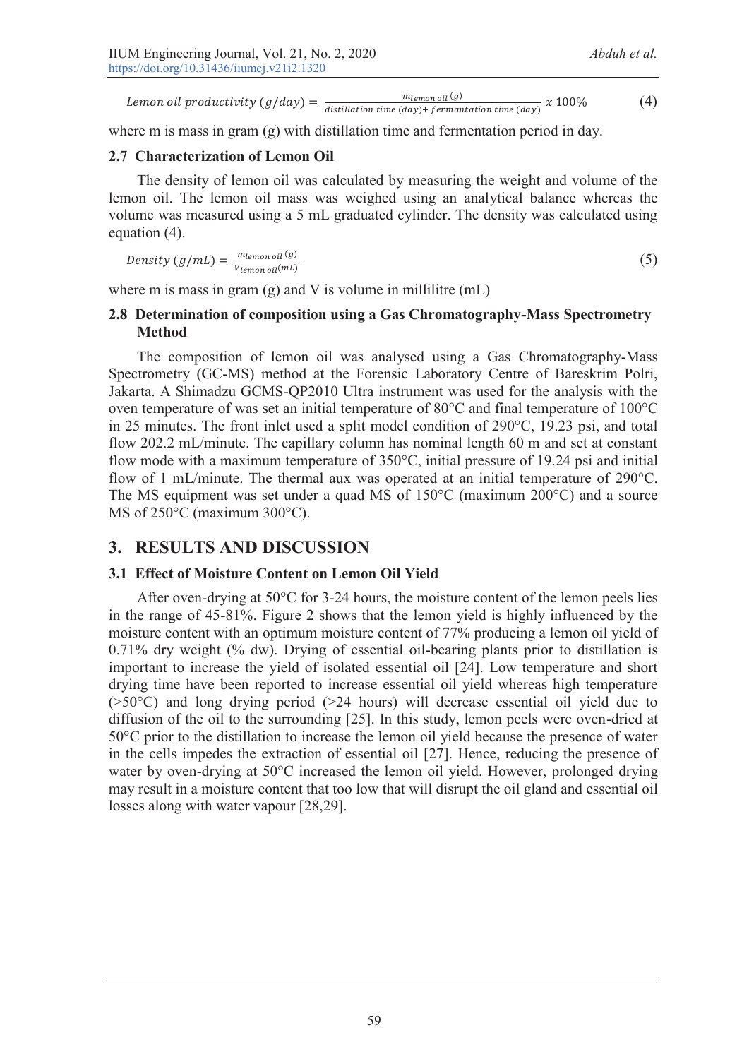$$Lemon\ oil\ productivity\ (g/day) = \frac{m_{lemon\ oil}\ (g)}{distillation\ time\ (day) + fermantation\ time\ (day)}\ x\ 100\% \tag{4}$$

where m is mass in gram (g) with distillation time and fermentation period in day.

### 2.7 Characterization of Lemon Oil

The density of lemon oil was calculated by measuring the weight and volume of the lemon oil. The lemon oil mass was weighed using an analytical balance whereas the volume was measured using a 5 mL graduated cylinder. The density was calculated using equation (4).

$$Density\ (g/mL) = \frac{m_{lemon\ oil}\ (g)}{V_{lemon\ oil}(mL)} \tag{5}$$

where m is mass in gram (g) and V is volume in millilitre (mL)

### 2.8 Determination of composition using a Gas Chromatography-Mass Spectrometry Method

The composition of lemon oil was analysed using a Gas Chromatography-Mass Spectrometry (GC-MS) method at the Forensic Laboratory Centre of Bareskrim Polri, Jakarta. A Shimadzu GCMS-QP2010 Ultra instrument was used for the analysis with the oven temperature of was set an initial temperature of 80°C and final temperature of 100°C in 25 minutes. The front inlet used a split model condition of 290°C, 19.23 psi, and total flow 202.2 mL/minute. The capillary column has nominal length 60 m and set at constant flow mode with a maximum temperature of 350°C, initial pressure of 19.24 psi and initial flow of 1 mL/minute. The thermal aux was operated at an initial temperature of 290°C. The MS equipment was set under a quad MS of 150°C (maximum 200°C) and a source MS of 250°C (maximum 300°C).

## 3. RESULTS AND DISCUSSION

### 3.1 Effect of Moisture Content on Lemon Oil Yield

After oven-drying at 50°C for 3-24 hours, the moisture content of the lemon peels lies in the range of 45-81%. Figure 2 shows that the lemon yield is highly influenced by the moisture content with an optimum moisture content of 77% producing a lemon oil yield of 0.71% dry weight (% dw). Drying of essential oil-bearing plants prior to distillation is important to increase the yield of isolated essential oil [24]. Low temperature and short drying time have been reported to increase essential oil yield whereas high temperature (>50°C) and long drying period (>24 hours) will decrease essential oil yield due to diffusion of the oil to the surrounding [25]. In this study, lemon peels were oven-dried at 50°C prior to the distillation to increase the lemon oil yield because the presence of water in the cells impedes the extraction of essential oil [27]. Hence, reducing the presence of water by oven-drying at 50°C increased the lemon oil yield. However, prolonged drying may result in a moisture content that too low that will disrupt the oil gland and essential oil losses along with water vapour [28,29].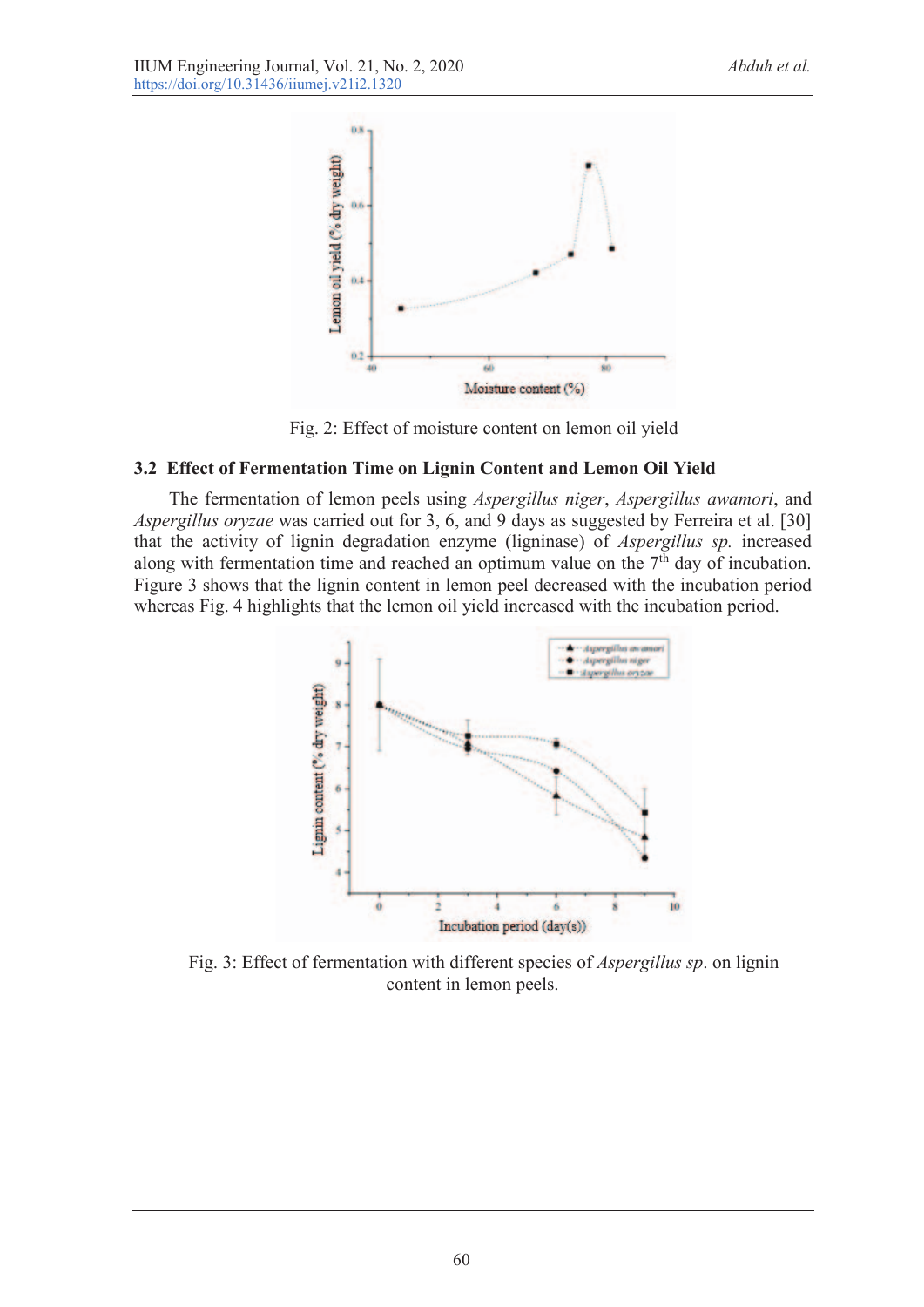Fig. 2: Effect of moisture content on lemon oil yield

### 3.2 Effect of Fermentation Time on Lignin Content and Lemon Oil Yield

The fermentation of lemon peels using *Aspergillus niger*, *Aspergillus awamori*, and *Aspergillus oryzae* was carried out for 3, 6, and 9 days as suggested by Ferreira et al. [30] that the activity of lignin degradation enzyme (ligninase) of *Aspergillus sp.* increased along with fermentation time and reached an optimum value on the 7th day of incubation. Figure 3 shows that the lignin content in lemon peel decreased with the incubation period whereas Fig. 4 highlights that the lemon oil yield increased with the incubation period.

Fig. 3: Effect of fermentation with different species of *Aspergillus sp*. on lignin content in lemon peels.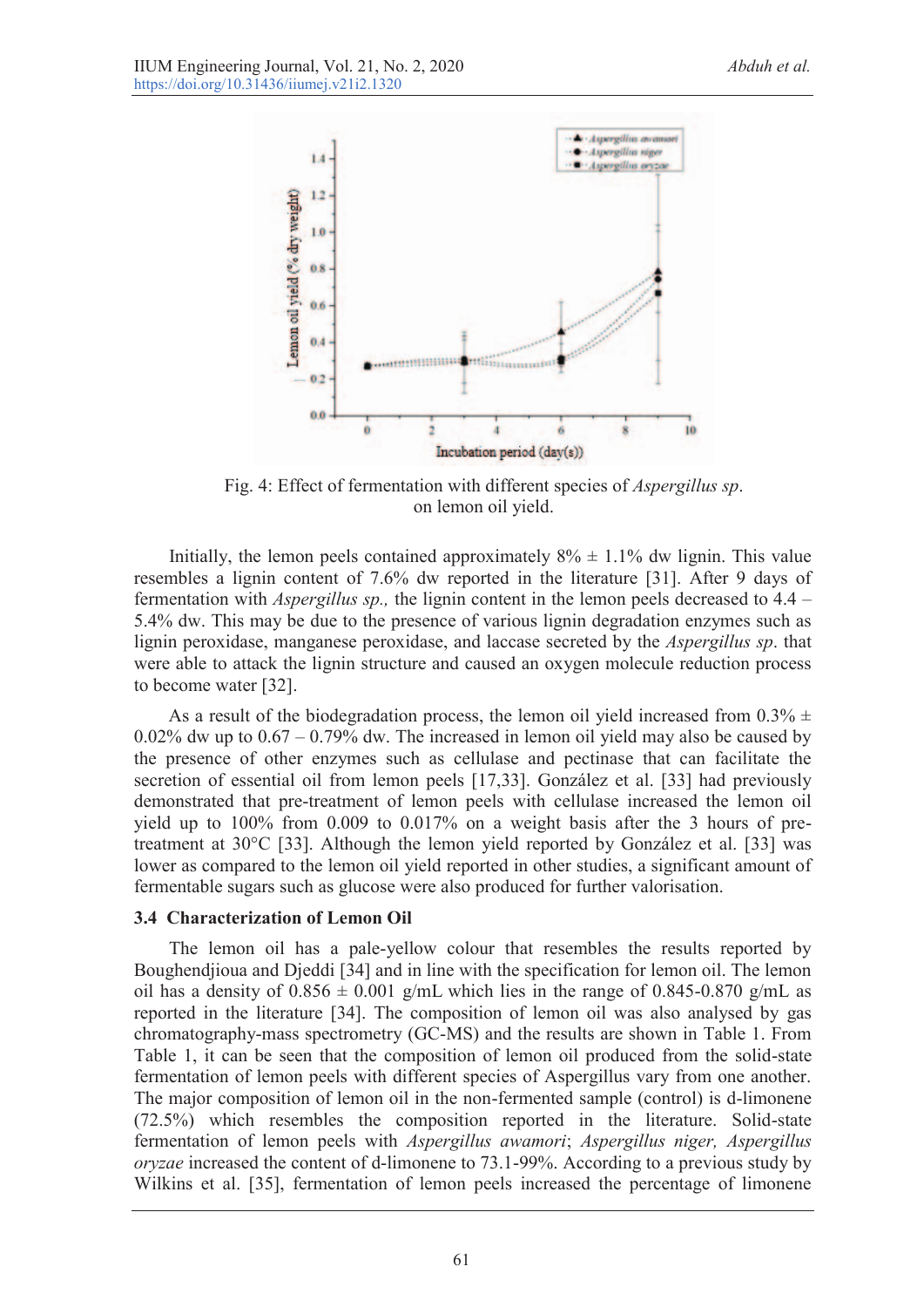Fig. 4: Effect of fermentation with different species of *Aspergillus sp*. on lemon oil yield.

Initially, the lemon peels contained approximately 8% ± 1.1% dw lignin. This value resembles a lignin content of 7.6% dw reported in the literature [31]. After 9 days of fermentation with *Aspergillus sp.,* the lignin content in the lemon peels decreased to 4.4 – 5.4% dw. This may be due to the presence of various lignin degradation enzymes such as lignin peroxidase, manganese peroxidase, and laccase secreted by the *Aspergillus sp*. that were able to attack the lignin structure and caused an oxygen molecule reduction process to become water [32].

As a result of the biodegradation process, the lemon oil yield increased from 0.3% ± 0.02% dw up to 0.67 – 0.79% dw. The increased in lemon oil yield may also be caused by the presence of other enzymes such as cellulase and pectinase that can facilitate the secretion of essential oil from lemon peels [17,33]. González et al. [33] had previously demonstrated that pre-treatment of lemon peels with cellulase increased the lemon oil yield up to 100% from 0.009 to 0.017% on a weight basis after the 3 hours of pre-treatment at 30°C [33]. Although the lemon yield reported by González et al. [33] was lower as compared to the lemon oil yield reported in other studies, a significant amount of fermentable sugars such as glucose were also produced for further valorisation.

### 3.4 Characterization of Lemon Oil

The lemon oil has a pale-yellow colour that resembles the results reported by Boughendjioua and Djeddi [34] and in line with the specification for lemon oil. The lemon oil has a density of 0.856 ± 0.001 g/mL which lies in the range of 0.845-0.870 g/mL as reported in the literature [34]. The composition of lemon oil was also analysed by gas chromatography-mass spectrometry (GC-MS) and the results are shown in Table 1. From Table 1, it can be seen that the composition of lemon oil produced from the solid-state fermentation of lemon peels with different species of Aspergillus vary from one another. The major composition of lemon oil in the non-fermented sample (control) is d-limonene (72.5%) which resembles the composition reported in the literature. Solid-state fermentation of lemon peels with *Aspergillus awamori*; *Aspergillus niger, Aspergillus oryzae* increased the content of d-limonene to 73.1-99%. According to a previous study by Wilkins et al. [35], fermentation of lemon peels increased the percentage of limonene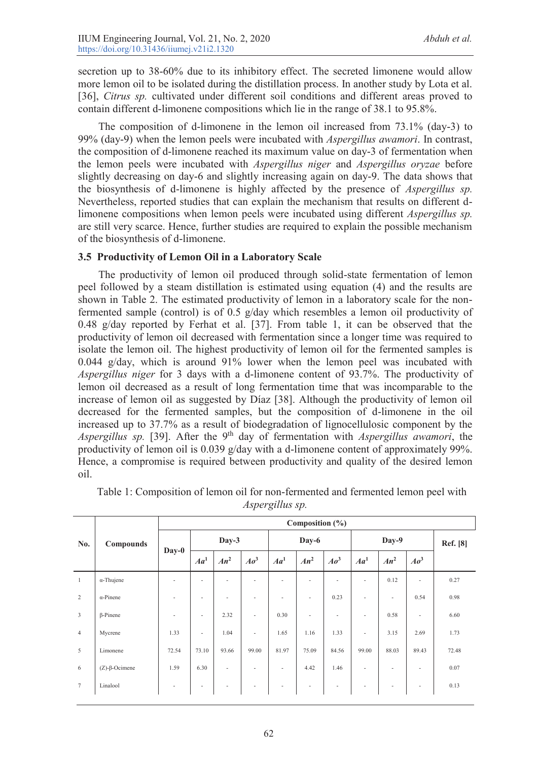secretion up to 38-60% due to its inhibitory effect. The secreted limonene would allow more lemon oil to be isolated during the distillation process. In another study by Lota et al. [36], *Citrus sp.* cultivated under different soil conditions and different areas proved to contain different d-limonene compositions which lie in the range of 38.1 to 95.8%.

The composition of d-limonene in the lemon oil increased from 73.1% (day-3) to 99% (day-9) when the lemon peels were incubated with *Aspergillus awamori*. In contrast, the composition of d-limonene reached its maximum value on day-3 of fermentation when the lemon peels were incubated with *Aspergillus niger* and *Aspergillus oryzae* before slightly decreasing on day-6 and slightly increasing again on day-9. The data shows that the biosynthesis of d-limonene is highly affected by the presence of *Aspergillus sp.* Nevertheless, reported studies that can explain the mechanism that results on different d-limonene compositions when lemon peels were incubated using different *Aspergillus sp.* are still very scarce. Hence, further studies are required to explain the possible mechanism of the biosynthesis of d-limonene.

### 3.5 Productivity of Lemon Oil in a Laboratory Scale

The productivity of lemon oil produced through solid-state fermentation of lemon peel followed by a steam distillation is estimated using equation (4) and the results are shown in Table 2. The estimated productivity of lemon in a laboratory scale for the non-fermented sample (control) is of 0.5 g/day which resembles a lemon oil productivity of 0.48 g/day reported by Ferhat et al. [37]. From table 1, it can be observed that the productivity of lemon oil decreased with fermentation since a longer time was required to isolate the lemon oil. The highest productivity of lemon oil for the fermented samples is 0.044 g/day, which is around 91% lower when the lemon peel was incubated with *Aspergillus niger* for 3 days with a d-limonene content of 93.7%. The productivity of lemon oil decreased as a result of long fermentation time that was incomparable to the increase of lemon oil as suggested by Díaz [38]. Although the productivity of lemon oil decreased for the fermented samples, but the composition of d-limonene in the oil increased up to 37.7% as a result of biodegradation of lignocellulosic component by the *Aspergillus sp.* [39]. After the 9th day of fermentation with *Aspergillus awamori*, the productivity of lemon oil is 0.039 g/day with a d-limonene content of approximately 99%. Hence, a compromise is required between productivity and quality of the desired lemon oil.

Table 1: Composition of lemon oil for non-fermented and fermented lemon peel with *Aspergillus sp.*

| No. | Compounds | Composition (%) | | | | | | | | | | |
|---|---|---|---|---|---|---|---|---|---|---|---|---|
| | | Day-0 | Day-3 | | | Day-6 | | | Day-9 | | | Ref. [8] |
| | | | *Aa*[1] | *An*[2] | *Ao*[3] | *Aa*[1] | *An*[2] | *Ao*[3] | *Aa*[1] | *An*[2] | *Ao*[3] | |
| 1 | α-Thujene | - | - | - | - | - | - | - | - | 0.12 | - | 0.27 |
| 2 | α-Pinene | - | - | - | - | - | - | 0.23 | - | - | 0.54 | 0.98 |
| 3 | β-Pinene | - | - | 2.32 | - | 0.30 | - | - | - | 0.58 | - | 6.60 |
| 4 | Mycrene | 1.33 | - | 1.04 | - | 1.65 | 1.16 | 1.33 | - | 3.15 | 2.69 | 1.73 |
| 5 | Limonene | 72.54 | 73.10 | 93.66 | 99.00 | 81.97 | 75.09 | 84.56 | 99.00 | 88.03 | 89.43 | 72.48 |
| 6 | (Z)-β-Ocimene | 1.59 | 6.30 | - | - | - | 4.42 | 1.46 | - | - | - | 0.07 |
| 7 | Linalool | - | - | - | - | - | - | - | - | - | - | 0.13 |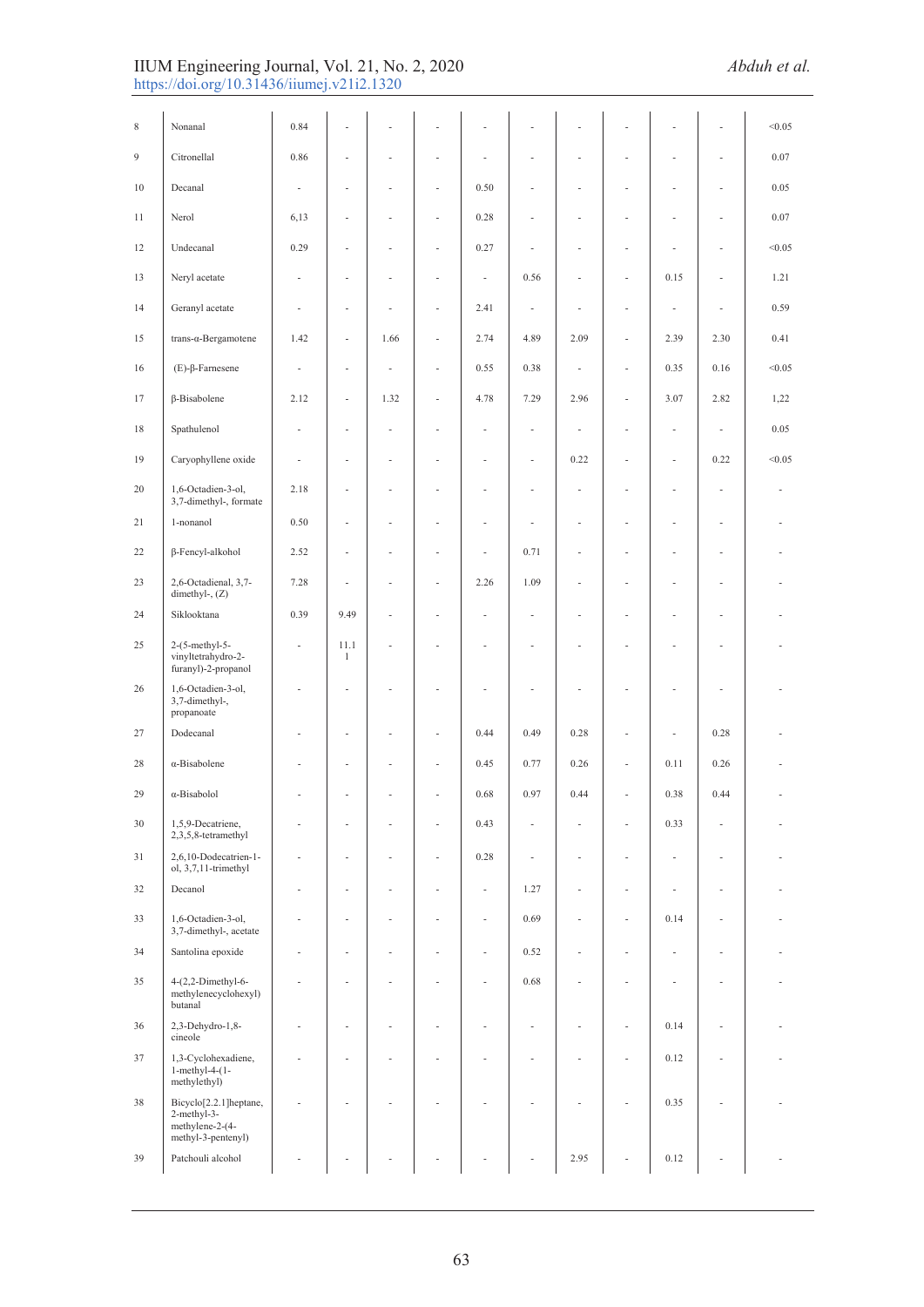| 8 | Nonanal | 0.84 | - | - | - | - | - | - | - | - | - | <0.05 |
|---|---|---|---|---|---|---|---|---|---|---|---|---|
| 9 | Citronellal | 0.86 | - | - | - | - | - | - | - | - | - | 0.07 |
| 10 | Decanal | - | - | - | - | 0.50 | - | - | - | - | - | 0.05 |
| 11 | Nerol | 6,13 | - | - | - | 0.28 | - | - | - | - | - | 0.07 |
| 12 | Undecanal | 0.29 | - | - | - | 0.27 | - | - | - | - | - | <0.05 |
| 13 | Neryl acetate | - | - | - | - | - | 0.56 | - | - | 0.15 | - | 1.21 |
| 14 | Geranyl acetate | - | - | - | - | 2.41 | - | - | - | - | - | 0.59 |
| 15 | trans-α-Bergamotene | 1.42 | - | 1.66 | - | 2.74 | 4.89 | 2.09 | - | 2.39 | 2.30 | 0.41 |
| 16 | (E)-β-Farnesene | - | - | - | - | 0.55 | 0.38 | - | - | 0.35 | 0.16 | <0.05 |
| 17 | β-Bisabolene | 2.12 | - | 1.32 | - | 4.78 | 7.29 | 2.96 | - | 3.07 | 2.82 | 1,22 |
| 18 | Spathulenol | - | - | - | - | - | - | - | - | - | - | 0.05 |
| 19 | Caryophyllene oxide | - | - | - | - | - | - | 0.22 | - | - | 0.22 | <0.05 |
| 20 | 1,6-Octadien-3-ol, 3,7-dimethyl-, formate | 2.18 | - | - | - | - | - | - | - | - | - | - |
| 21 | 1-nonanol | 0.50 | - | - | - | - | - | - | - | - | - | - |
| 22 | β-Fencyl-alkohol | 2.52 | - | - | - | - | 0.71 | - | - | - | - | - |
| 23 | 2,6-Octadienal, 3,7-dimethyl-, (Z) | 7.28 | - | - | - | 2.26 | 1.09 | - | - | - | - | - |
| 24 | Siklooktana | 0.39 | 9.49 | - | - | - | - | - | - | - | - | - |
| 25 | 2-(5-methyl-5-vinyltetrahydro-2-furanyl)-2-propanol | - | 11.1 1 | - | - | - | - | - | - | - | - | - |
| 26 | 1,6-Octadien-3-ol, 3,7-dimethyl-, propanoate | - | - | - | - | - | - | - | - | - | - | - |
| 27 | Dodecanal | - | - | - | - | 0.44 | 0.49 | 0.28 | - | - | 0.28 | - |
| 28 | α-Bisabolene | - | - | - | - | 0.45 | 0.77 | 0.26 | - | 0.11 | 0.26 | - |
| 29 | α-Bisabolol | - | - | - | - | 0.68 | 0.97 | 0.44 | - | 0.38 | 0.44 | - |
| 30 | 1,5,9-Decatriene, 2,3,5,8-tetramethyl | - | - | - | - | 0.43 | - | - | - | 0.33 | - | - |
| 31 | 2,6,10-Dodecatrien-1-ol, 3,7,11-trimethyl | - | - | - | - | 0.28 | - | - | - | - | - | - |
| 32 | Decanol | - | - | - | - | - | 1.27 | - | - | - | - | - |
| 33 | 1,6-Octadien-3-ol, 3,7-dimethyl-, acetate | - | - | - | - | - | 0.69 | - | - | 0.14 | - | - |
| 34 | Santolina epoxide | - | - | - | - | - | 0.52 | - | - | - | - | - |
| 35 | 4-(2,2-Dimethyl-6-methylenecyclohexyl) butanal | - | - | - | - | - | 0.68 | - | - | - | - | - |
| 36 | 2,3-Dehydro-1,8-cineole | - | - | - | - | - | - | - | - | 0.14 | - | - |
| 37 | 1,3-Cyclohexadiene, 1-methyl-4-(1-methylethyl) | - | - | - | - | - | - | - | - | 0.12 | - | - |
| 38 | Bicyclo[2.2.1]heptane, 2-methyl-3-methylene-2-(4-methyl-3-pentenyl) | - | - | - | - | - | - | - | - | 0.35 | - | - |
| 39 | Patchouli alcohol | - | - | - | - | - | - | 2.95 | - | 0.12 | - | - |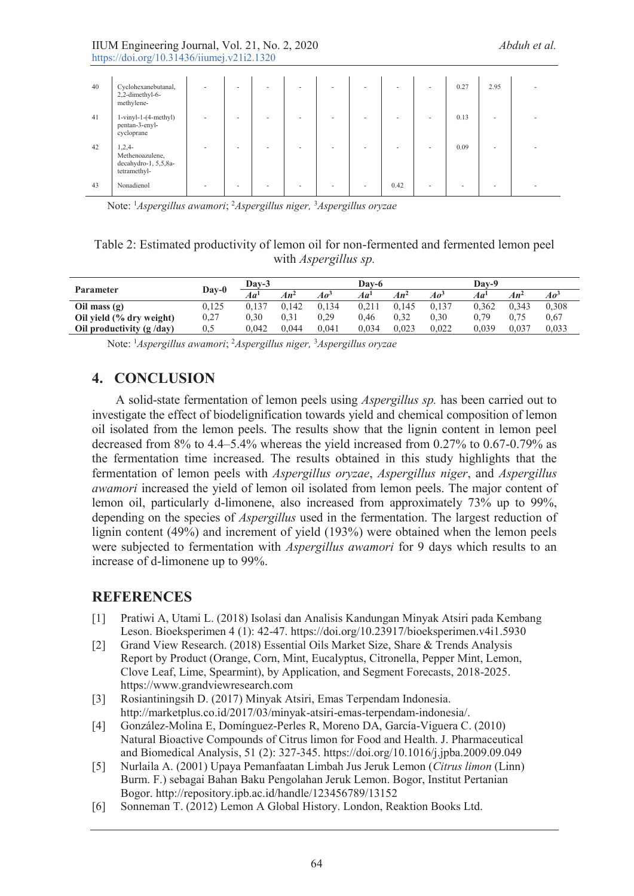| | | | | | | | | | | | | |
|---|---|---|---|---|---|---|---|---|---|---|---|---|
| 40 | Cyclohexanebutanal, 2,2-dimethyl-6-methylene- | - | - | - | - | - | - | - | - | 0.27 | 2.95 | - |
| 41 | 1-vinyl-1-(4-methyl) pentan-3-enyl-cycloprane | - | - | - | - | - | - | - | - | 0.13 | - | - |
| 42 | 1,2,4-Methenoazulene, decahydro-1, 5,5,8a-tetramethyl- | - | - | - | - | - | - | - | - | 0.09 | - | - |
| 43 | Nonadienol | - | - | - | - | - | - | 0.42 | - | - | - | - |

Note: [1]*Aspergillus awamori*; [2]*Aspergillus niger,* [3]*Aspergillus oryzae*

Table 2: Estimated productivity of lemon oil for non-fermented and fermented lemon peel with *Aspergillus sp.*

| Parameter | Day-0 | Day-3 | | | Day-6 | | | Day-9 | | |
|---|---|---|---|---|---|---|---|---|---|---|
| | | *Aa*[1] | *An*[2] | *Ao*[3] | *Aa*[1] | *An*[2] | *Ao*[3] | *Aa*[1] | *An*[2] | *Ao*[3] |
| **Oil mass (g)** | 0,125 | 0,137 | 0,142 | 0,134 | 0,211 | 0,145 | 0,137 | 0,362 | 0,343 | 0,308 |
| **Oil yield (% dry weight)** | 0,27 | 0,30 | 0,31 | 0,29 | 0,46 | 0,32 | 0,30 | 0,79 | 0,75 | 0,67 |
| **Oil productivity (g /day)** | 0,5 | 0,042 | 0,044 | 0,041 | 0,034 | 0,023 | 0,022 | 0,039 | 0,037 | 0,033 |

Note: [1]*Aspergillus awamori*; [2]*Aspergillus niger,* [3]*Aspergillus oryzae*

## 4. CONCLUSION

A solid-state fermentation of lemon peels using *Aspergillus sp.* has been carried out to investigate the effect of biodelignification towards yield and chemical composition of lemon oil isolated from the lemon peels. The results show that the lignin content in lemon peel decreased from 8% to 4.4–5.4% whereas the yield increased from 0.27% to 0.67-0.79% as the fermentation time increased. The results obtained in this study highlights that the fermentation of lemon peels with *Aspergillus oryzae*, *Aspergillus niger*, and *Aspergillus awamori* increased the yield of lemon oil isolated from lemon peels. The major content of lemon oil, particularly d-limonene, also increased from approximately 73% up to 99%, depending on the species of *Aspergillus* used in the fermentation. The largest reduction of lignin content (49%) and increment of yield (193%) were obtained when the lemon peels were subjected to fermentation with *Aspergillus awamori* for 9 days which results to an increase of d-limonene up to 99%.

## REFERENCES

[1] Pratiwi A, Utami L. (2018) Isolasi dan Analisis Kandungan Minyak Atsiri pada Kembang Leson. Bioeksperimen 4 (1): 42-47. https://doi.org/10.23917/bioeksperimen.v4i1.5930

[2] Grand View Research. (2018) Essential Oils Market Size, Share & Trends Analysis Report by Product (Orange, Corn, Mint, Eucalyptus, Citronella, Pepper Mint, Lemon, Clove Leaf, Lime, Spearmint), by Application, and Segment Forecasts, 2018-2025. https://www.grandviewresearch.com

[3] Rosiantiningsih D. (2017) Minyak Atsiri, Emas Terpendam Indonesia. http://marketplus.co.id/2017/03/minyak-atsiri-emas-terpendam-indonesia/.

[4] González-Molina E, Domínguez-Perles R, Moreno DA, García-Viguera C. (2010) Natural Bioactive Compounds of Citrus limon for Food and Health. J. Pharmaceutical and Biomedical Analysis, 51 (2): 327-345. https://doi.org/10.1016/j.jpba.2009.09.049

[5] Nurlaila A. (2001) Upaya Pemanfaatan Limbah Jus Jeruk Lemon (*Citrus limon* (Linn) Burm. F.) sebagai Bahan Baku Pengolahan Jeruk Lemon. Bogor, Institut Pertanian Bogor. http://repository.ipb.ac.id/handle/123456789/13152

[6] Sonneman T. (2012) Lemon A Global History. London, Reaktion Books Ltd.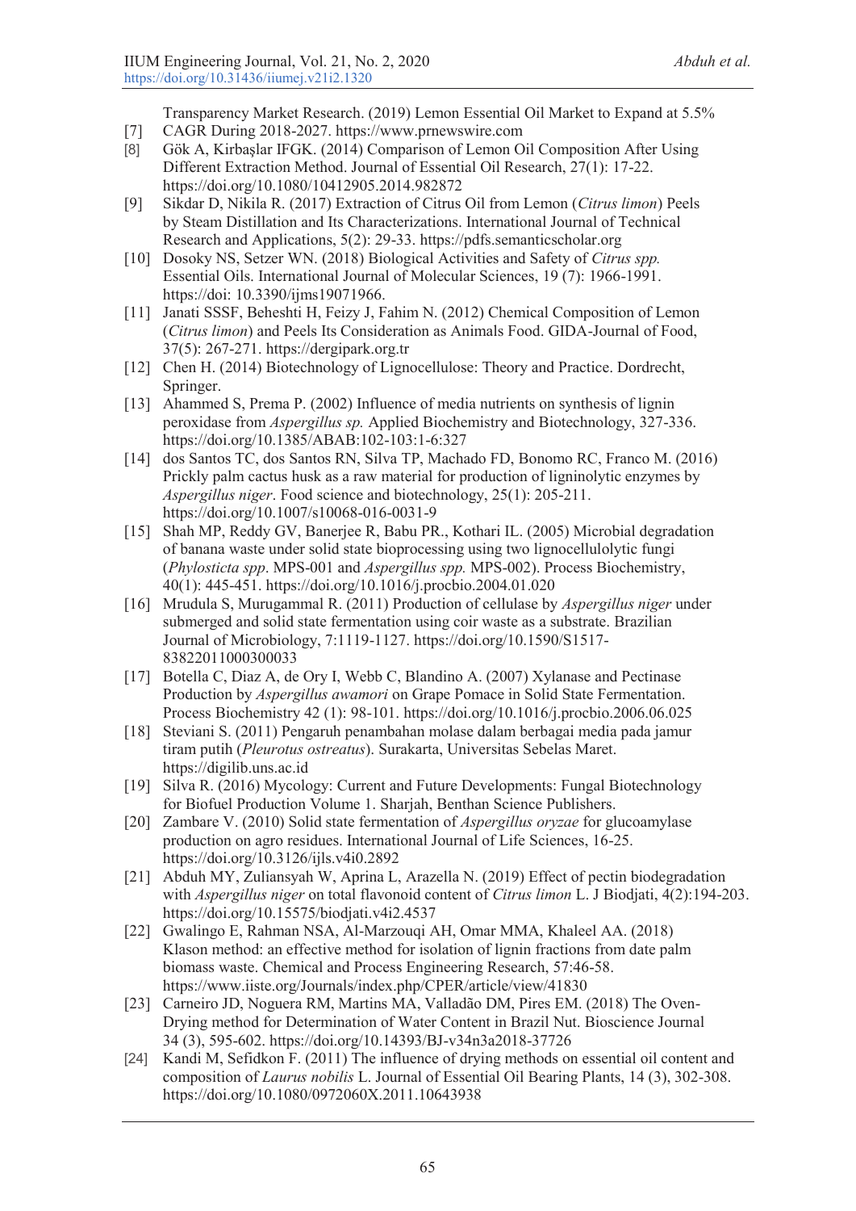[7] Transparency Market Research. (2019) Lemon Essential Oil Market to Expand at 5.5% CAGR During 2018-2027. https://www.prnewswire.com

[8] Gök A, Kirbaşlar IFGK. (2014) Comparison of Lemon Oil Composition After Using Different Extraction Method. Journal of Essential Oil Research, 27(1): 17-22. https://doi.org/10.1080/10412905.2014.982872

[9] Sikdar D, Nikila R. (2017) Extraction of Citrus Oil from Lemon (*Citrus limon*) Peels by Steam Distillation and Its Characterizations. International Journal of Technical Research and Applications, 5(2): 29-33. https://pdfs.semanticscholar.org

[10] Dosoky NS, Setzer WN. (2018) Biological Activities and Safety of *Citrus spp.* Essential Oils. International Journal of Molecular Sciences, 19 (7): 1966-1991. https://doi: 10.3390/ijms19071966.

[11] Janati SSSF, Beheshti H, Feizy J, Fahim N. (2012) Chemical Composition of Lemon (*Citrus limon*) and Peels Its Consideration as Animals Food. GIDA-Journal of Food, 37(5): 267-271. https://dergipark.org.tr

[12] Chen H. (2014) Biotechnology of Lignocellulose: Theory and Practice. Dordrecht, Springer.

[13] Ahammed S, Prema P. (2002) Influence of media nutrients on synthesis of lignin peroxidase from *Aspergillus sp.* Applied Biochemistry and Biotechnology, 327-336. https://doi.org/10.1385/ABAB:102-103:1-6:327

[14] dos Santos TC, dos Santos RN, Silva TP, Machado FD, Bonomo RC, Franco M. (2016) Prickly palm cactus husk as a raw material for production of ligninolytic enzymes by *Aspergillus niger*. Food science and biotechnology, 25(1): 205-211. https://doi.org/10.1007/s10068-016-0031-9

[15] Shah MP, Reddy GV, Banerjee R, Babu PR., Kothari IL. (2005) Microbial degradation of banana waste under solid state bioprocessing using two lignocellulolytic fungi (*Phylosticta spp*. MPS-001 and *Aspergillus spp.* MPS-002). Process Biochemistry, 40(1): 445-451. https://doi.org/10.1016/j.procbio.2004.01.020

[16] Mrudula S, Murugammal R. (2011) Production of cellulase by *Aspergillus niger* under submerged and solid state fermentation using coir waste as a substrate. Brazilian Journal of Microbiology, 7:1119-1127. https://doi.org/10.1590/S1517-83822011000300033

[17] Botella C, Diaz A, de Ory I, Webb C, Blandino A. (2007) Xylanase and Pectinase Production by *Aspergillus awamori* on Grape Pomace in Solid State Fermentation. Process Biochemistry 42 (1): 98-101. https://doi.org/10.1016/j.procbio.2006.06.025

[18] Steviani S. (2011) Pengaruh penambahan molase dalam berbagai media pada jamur tiram putih (*Pleurotus ostreatus*). Surakarta, Universitas Sebelas Maret. https://digilib.uns.ac.id

[19] Silva R. (2016) Mycology: Current and Future Developments: Fungal Biotechnology for Biofuel Production Volume 1. Sharjah, Benthan Science Publishers.

[20] Zambare V. (2010) Solid state fermentation of *Aspergillus oryzae* for glucoamylase production on agro residues. International Journal of Life Sciences, 16-25. https://doi.org/10.3126/ijls.v4i0.2892

[21] Abduh MY, Zuliansyah W, Aprina L, Arazella N. (2019) Effect of pectin biodegradation with *Aspergillus niger* on total flavonoid content of *Citrus limon* L. J Biodjati, 4(2):194-203. https://doi.org/10.15575/biodjati.v4i2.4537

[22] Gwalingo E, Rahman NSA, Al-Marzouqi AH, Omar MMA, Khaleel AA. (2018) Klason method: an effective method for isolation of lignin fractions from date palm biomass waste. Chemical and Process Engineering Research, 57:46-58. https://www.iiste.org/Journals/index.php/CPER/article/view/41830

[23] Carneiro JD, Noguera RM, Martins MA, Valladão DM, Pires EM. (2018) The Oven-Drying method for Determination of Water Content in Brazil Nut. Bioscience Journal 34 (3), 595-602. https://doi.org/10.14393/BJ-v34n3a2018-37726

[24] Kandi M, Sefidkon F. (2011) The influence of drying methods on essential oil content and composition of *Laurus nobilis* L. Journal of Essential Oil Bearing Plants, 14 (3), 302-308. https://doi.org/10.1080/0972060X.2011.10643938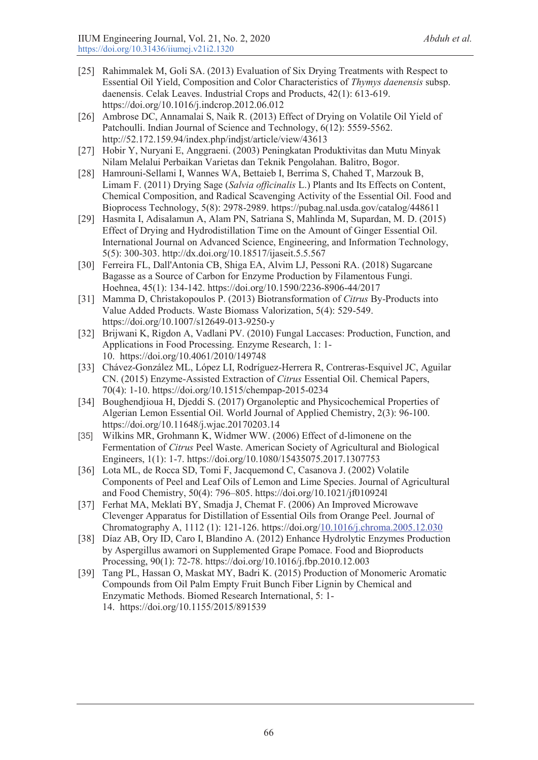[25] Rahimmalek M, Goli SA. (2013) Evaluation of Six Drying Treatments with Respect to Essential Oil Yield, Composition and Color Characteristics of *Thymys daenensis* subsp. daenensis. Celak Leaves. Industrial Crops and Products, 42(1): 613-619. https://doi.org/10.1016/j.indcrop.2012.06.012

[26] Ambrose DC, Annamalai S, Naik R. (2013) Effect of Drying on Volatile Oil Yield of Patchoulli. Indian Journal of Science and Technology, 6(12): 5559-5562. http://52.172.159.94/index.php/indjst/article/view/43613

[27] Hobir Y, Nuryani E, Anggraeni. (2003) Peningkatan Produktivitas dan Mutu Minyak Nilam Melalui Perbaikan Varietas dan Teknik Pengolahan. Balitro, Bogor.

[28] Hamrouni-Sellami I, Wannes WA, Bettaieb I, Berrima S, Chahed T, Marzouk B, Limam F. (2011) Drying Sage (*Salvia officinalis* L.) Plants and Its Effects on Content, Chemical Composition, and Radical Scavenging Activity of the Essential Oil. Food and Bioprocess Technology, 5(8): 2978-2989. https://pubag.nal.usda.gov/catalog/448611

[29] Hasmita I, Adisalamun A, Alam PN, Satriana S, Mahlinda M, Supardan, M. D. (2015) Effect of Drying and Hydrodistillation Time on the Amount of Ginger Essential Oil. International Journal on Advanced Science, Engineering, and Information Technology, 5(5): 300-303. http://dx.doi.org/10.18517/ijaseit.5.5.567

[30] Ferreira FL, Dall'Antonia CB, Shiga EA, Alvim LJ, Pessoni RA. (2018) Sugarcane Bagasse as a Source of Carbon for Enzyme Production by Filamentous Fungi. Hoehnea, 45(1): 134-142. https://doi.org/10.1590/2236-8906-44/2017

[31] Mamma D, Christakopoulos P. (2013) Biotransformation of *Citrus* By-Products into Value Added Products. Waste Biomass Valorization, 5(4): 529-549. https://doi.org/10.1007/s12649-013-9250-y

[32] Brijwani K, Rigdon A, Vadlani PV. (2010) Fungal Laccases: Production, Function, and Applications in Food Processing. Enzyme Research, 1: 1-10. https://doi.org/10.4061/2010/149748

[33] Chávez-González ML, López LI, Rodríguez-Herrera R, Contreras-Esquivel JC, Aguilar CN. (2015) Enzyme-Assisted Extraction of *Citrus* Essential Oil. Chemical Papers, 70(4): 1-10. https://doi.org/10.1515/chempap-2015-0234

[34] Boughendjioua H, Djeddi S. (2017) Organoleptic and Physicochemical Properties of Algerian Lemon Essential Oil. World Journal of Applied Chemistry, 2(3): 96-100. https://doi.org/10.11648/j.wjac.20170203.14

[35] Wilkins MR, Grohmann K, Widmer WW. (2006) Effect of d-limonene on the Fermentation of *Citrus* Peel Waste. American Society of Agricultural and Biological Engineers, 1(1): 1-7. https://doi.org/10.1080/15435075.2017.1307753

[36] Lota ML, de Rocca SD, Tomi F, Jacquemond C, Casanova J. (2002) Volatile Components of Peel and Leaf Oils of Lemon and Lime Species. Journal of Agricultural and Food Chemistry, 50(4): 796–805. https://doi.org/10.1021/jf010924l

[37] Ferhat MA, Meklati BY, Smadja J, Chemat F. (2006) An Improved Microwave Clevenger Apparatus for Distillation of Essential Oils from Orange Peel. Journal of Chromatography A, 1112 (1): 121-126. https://doi.org/10.1016/j.chroma.2005.12.030

[38] Díaz AB, Ory ID, Caro I, Blandino A. (2012) Enhance Hydrolytic Enzymes Production by Aspergillus awamori on Supplemented Grape Pomace. Food and Bioproducts Processing, 90(1): 72-78. https://doi.org/10.1016/j.fbp.2010.12.003

[39] Tang PL, Hassan O, Maskat MY, Badri K. (2015) Production of Monomeric Aromatic Compounds from Oil Palm Empty Fruit Bunch Fiber Lignin by Chemical and Enzymatic Methods. Biomed Research International, 5: 1-14. https://doi.org/10.1155/2015/891539